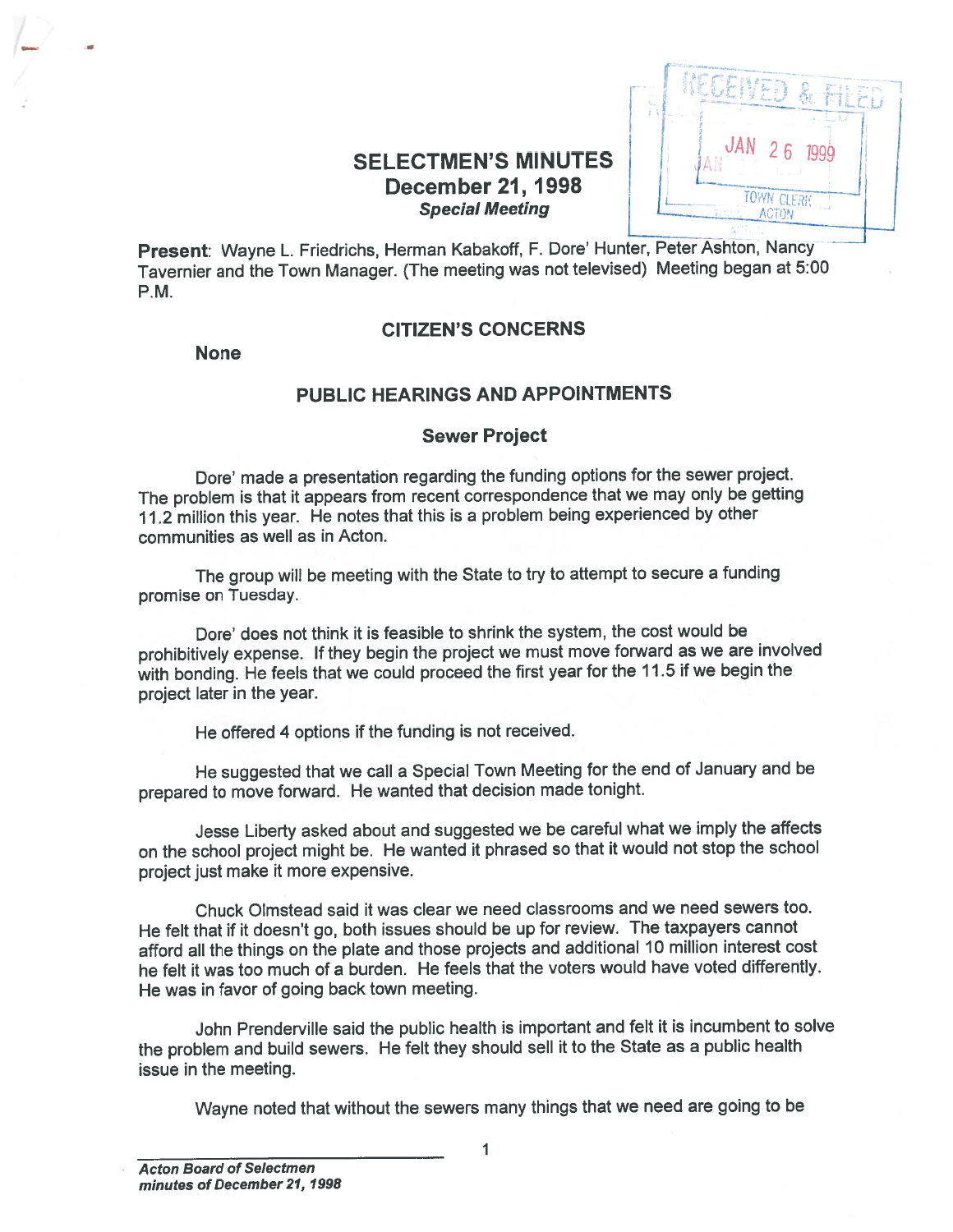# SELECTMEN'S MINUTES

## December 21, 1998

***Special Meeting***

RECEIVED & FILED
JAN 26 1999
TOWN CLERK
ACTON

**Present**: Wayne L. Friedrichs, Herman Kabakoff, F. Dore' Hunter, Peter Ashton, Nancy Tavernier and the Town Manager. (The meeting was not televised) Meeting began at 5:00 P.M.

### CITIZEN'S CONCERNS

**None**

### PUBLIC HEARINGS AND APPOINTMENTS

#### Sewer Project

Dore' made a presentation regarding the funding options for the sewer project. The problem is that it appears from recent correspondence that we may only be getting 11.2 million this year. He notes that this is a problem being experienced by other communities as well as in Acton.

The group will be meeting with the State to try to attempt to secure a funding promise on Tuesday.

Dore' does not think it is feasible to shrink the system, the cost would be prohibitively expense. If they begin the project we must move forward as we are involved with bonding. He feels that we could proceed the first year for the 11.5 if we begin the project later in the year.

He offered 4 options if the funding is not received.

He suggested that we call a Special Town Meeting for the end of January and be prepared to move forward. He wanted that decision made tonight.

Jesse Liberty asked about and suggested we be careful what we imply the affects on the school project might be. He wanted it phrased so that it would not stop the school project just make it more expensive.

Chuck Olmstead said it was clear we need classrooms and we need sewers too. He felt that if it doesn't go, both issues should be up for review. The taxpayers cannot afford all the things on the plate and those projects and additional 10 million interest cost he felt it was too much of a burden. He feels that the voters would have voted differently. He was in favor of going back town meeting.

John Prenderville said the public health is important and felt it is incumbent to solve the problem and build sewers. He felt they should sell it to the State as a public health issue in the meeting.

Wayne noted that without the sewers many things that we need are going to be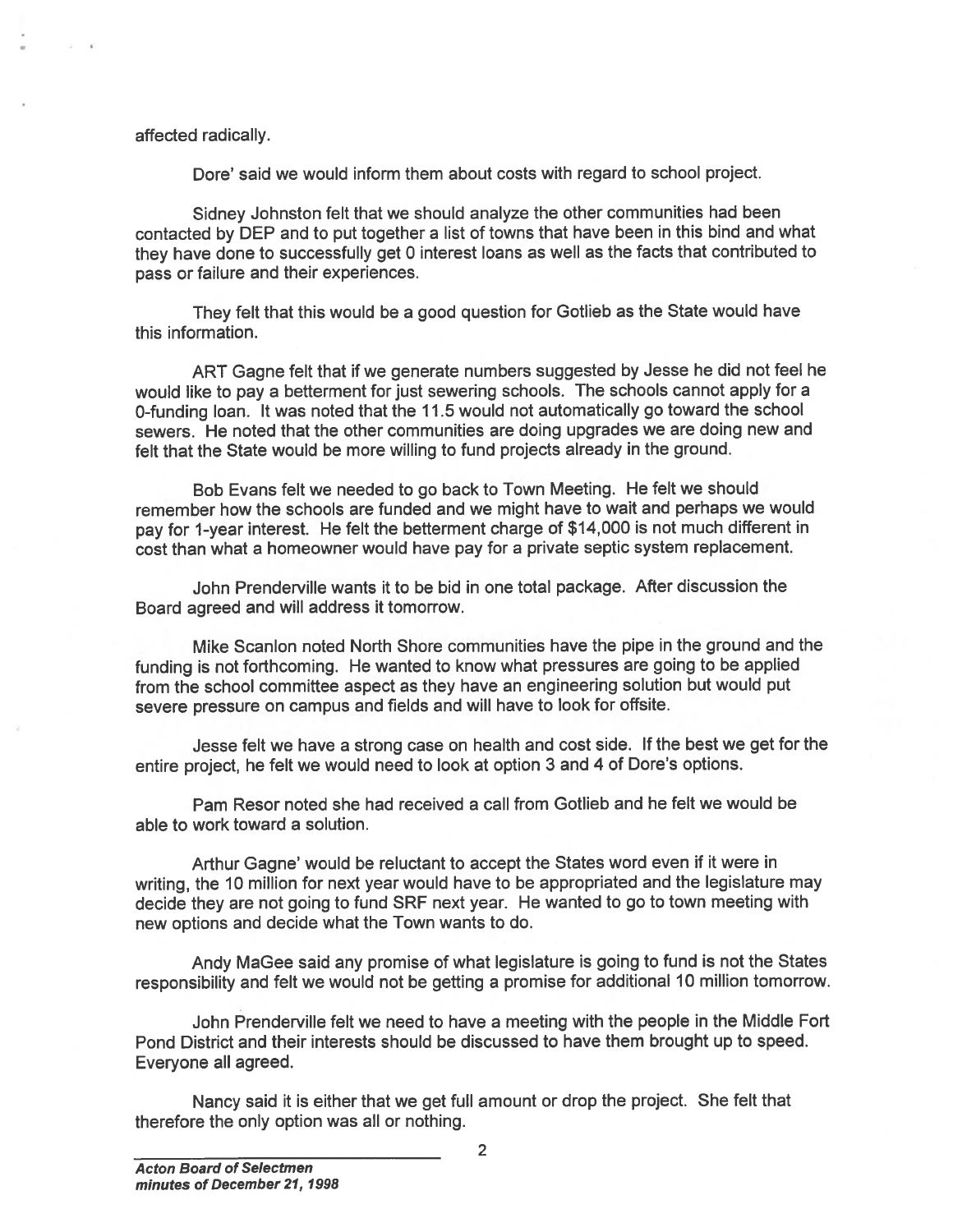affected radically.

Dore' said we would inform them about costs with regard to school project.

Sidney Johnston felt that we should analyze the other communities had been contacted by DEP and to put together a list of towns that have been in this bind and what they have done to successfully get 0 interest loans as well as the facts that contributed to pass or failure and their experiences.

They felt that this would be a good question for Gotlieb as the State would have this information.

ART Gagne felt that if we generate numbers suggested by Jesse he did not feel he would like to pay a betterment for just sewering schools. The schools cannot apply for a 0-funding loan. It was noted that the 11.5 would not automatically go toward the school sewers. He noted that the other communities are doing upgrades we are doing new and felt that the State would be more willing to fund projects already in the ground.

Bob Evans felt we needed to go back to Town Meeting. He felt we should remember how the schools are funded and we might have to wait and perhaps we would pay for 1-year interest. He felt the betterment charge of $14,000 is not much different in cost than what a homeowner would have pay for a private septic system replacement.

John Prenderville wants it to be bid in one total package. After discussion the Board agreed and will address it tomorrow.

Mike Scanlon noted North Shore communities have the pipe in the ground and the funding is not forthcoming. He wanted to know what pressures are going to be applied from the school committee aspect as they have an engineering solution but would put severe pressure on campus and fields and will have to look for offsite.

Jesse felt we have a strong case on health and cost side. If the best we get for the entire project, he felt we would need to look at option 3 and 4 of Dore's options.

Pam Resor noted she had received a call from Gotlieb and he felt we would be able to work toward a solution.

Arthur Gagne' would be reluctant to accept the States word even if it were in writing, the 10 million for next year would have to be appropriated and the legislature may decide they are not going to fund SRF next year. He wanted to go to town meeting with new options and decide what the Town wants to do.

Andy MaGee said any promise of what legislature is going to fund is not the States responsibility and felt we would not be getting a promise for additional 10 million tomorrow.

John Prenderville felt we need to have a meeting with the people in the Middle Fort Pond District and their interests should be discussed to have them brought up to speed. Everyone all agreed.

Nancy said it is either that we get full amount or drop the project. She felt that therefore the only option was all or nothing.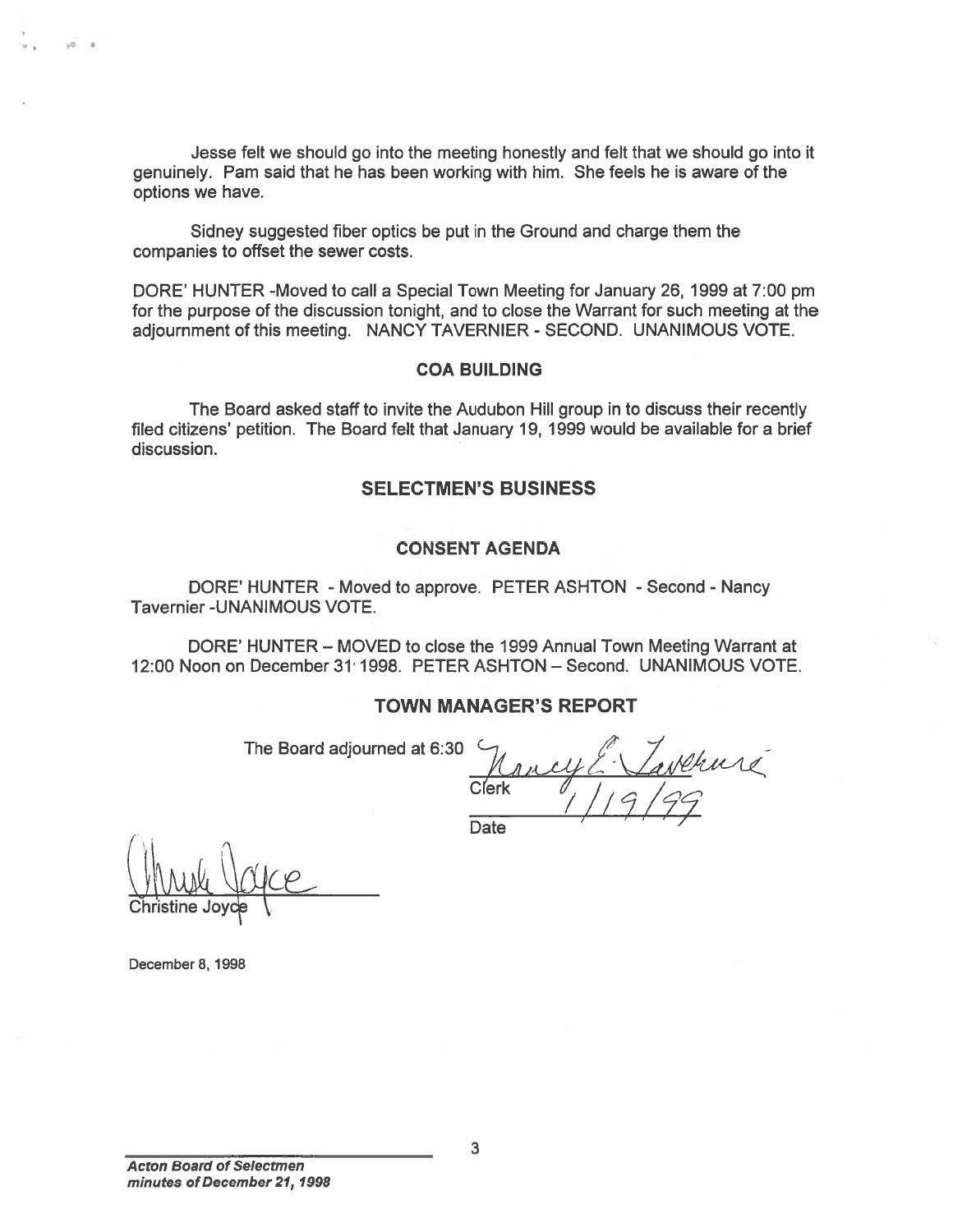Jesse felt we should go into the meeting honestly and felt that we should go into it genuinely. Pam said that he has been working with him. She feels he is aware of the options we have.

Sidney suggested fiber optics be put in the Ground and charge them the companies to offset the sewer costs.

DORE' HUNTER -Moved to call a Special Town Meeting for January 26, 1999 at 7:00 pm for the purpose of the discussion tonight, and to close the Warrant for such meeting at the adjournment of this meeting. NANCY TAVERNIER - SECOND. UNANIMOUS VOTE.

## COA BUILDING

The Board asked staff to invite the Audubon Hill group in to discuss their recently filed citizens' petition. The Board felt that January 19, 1999 would be available for a brief discussion.

## SELECTMEN'S BUSINESS

## CONSENT AGENDA

DORE' HUNTER - Moved to approve. PETER ASHTON - Second - Nancy Tavernier -UNANIMOUS VOTE.

DORE' HUNTER – MOVED to close the 1999 Annual Town Meeting Warrant at 12:00 Noon on December 31, 1998. PETER ASHTON – Second. UNANIMOUS VOTE.

## TOWN MANAGER'S REPORT

The Board adjourned at 6:30

Nancy E. Tavernier
Clerk

1/19/99
Date

Christine Joyce

December 8, 1998

*Acton Board of Selectmen minutes of December 21, 1998*